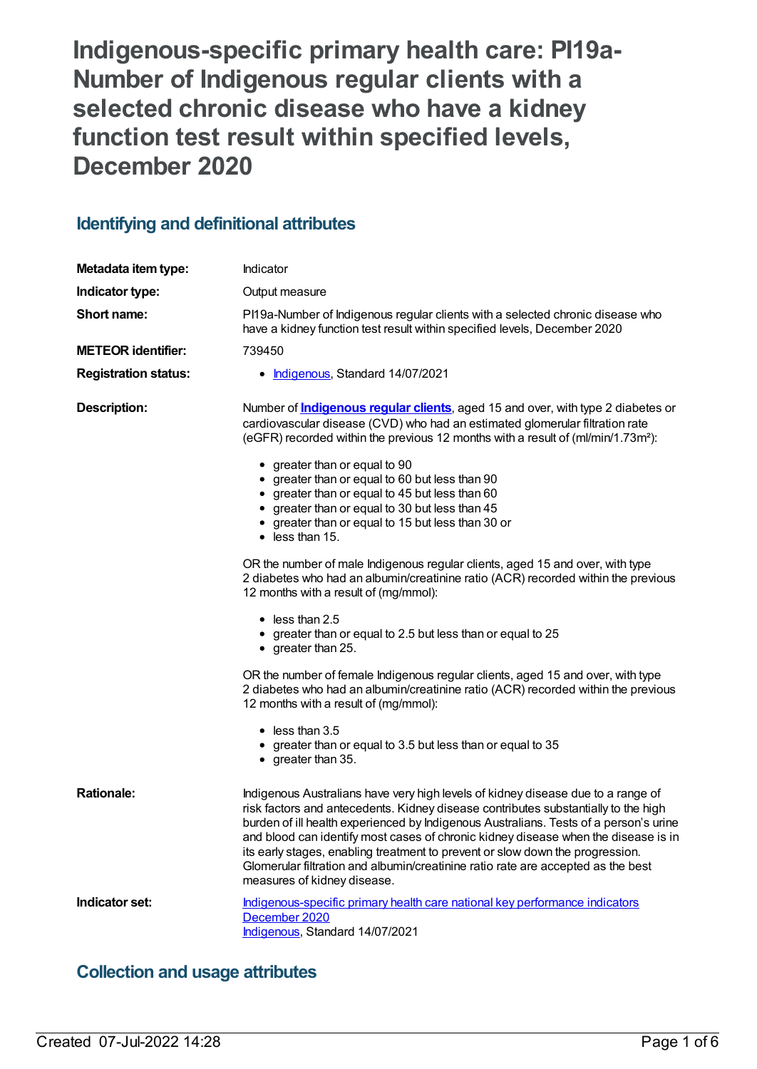# Indigenous-specific primary health care: PI19a-Number of Indigenous regular clients with a selected chronic disease who have a kidney function test result within specified levels, December 2020

## Identifying and definitional attributes

| | |
|---|---|
| **Metadata item type:** | Indicator |
| **Indicator type:** | Output measure |
| **Short name:** | PI19a-Number of Indigenous regular clients with a selected chronic disease who have a kidney function test result within specified levels, December 2020 |
| **METEOR identifier:** | 739450 |
| **Registration status:** | • Indigenous, Standard 14/07/2021 |

**Description:**

Number of **Indigenous regular clients**, aged 15 and over, with type 2 diabetes or cardiovascular disease (CVD) who had an estimated glomerular filtration rate (eGFR) recorded within the previous 12 months with a result of (ml/min/1.73m²):

- greater than or equal to 90
- greater than or equal to 60 but less than 90
- greater than or equal to 45 but less than 60
- greater than or equal to 30 but less than 45
- greater than or equal to 15 but less than 30 or
- less than 15.

OR the number of male Indigenous regular clients, aged 15 and over, with type 2 diabetes who had an albumin/creatinine ratio (ACR) recorded within the previous 12 months with a result of (mg/mmol):

- less than 2.5
- greater than or equal to 2.5 but less than or equal to 25
- greater than 25.

OR the number of female Indigenous regular clients, aged 15 and over, with type 2 diabetes who had an albumin/creatinine ratio (ACR) recorded within the previous 12 months with a result of (mg/mmol):

- less than 3.5
- greater than or equal to 3.5 but less than or equal to 35
- greater than 35.

**Rationale:**

Indigenous Australians have very high levels of kidney disease due to a range of risk factors and antecedents. Kidney disease contributes substantially to the high burden of ill health experienced by Indigenous Australians. Tests of a person's urine and blood can identify most cases of chronic kidney disease when the disease is in its early stages, enabling treatment to prevent or slow down the progression. Glomerular filtration and albumin/creatinine ratio rate are accepted as the best measures of kidney disease.

**Indicator set:**

Indigenous-specific primary health care national key performance indicators December 2020
Indigenous, Standard 14/07/2021

## Collection and usage attributes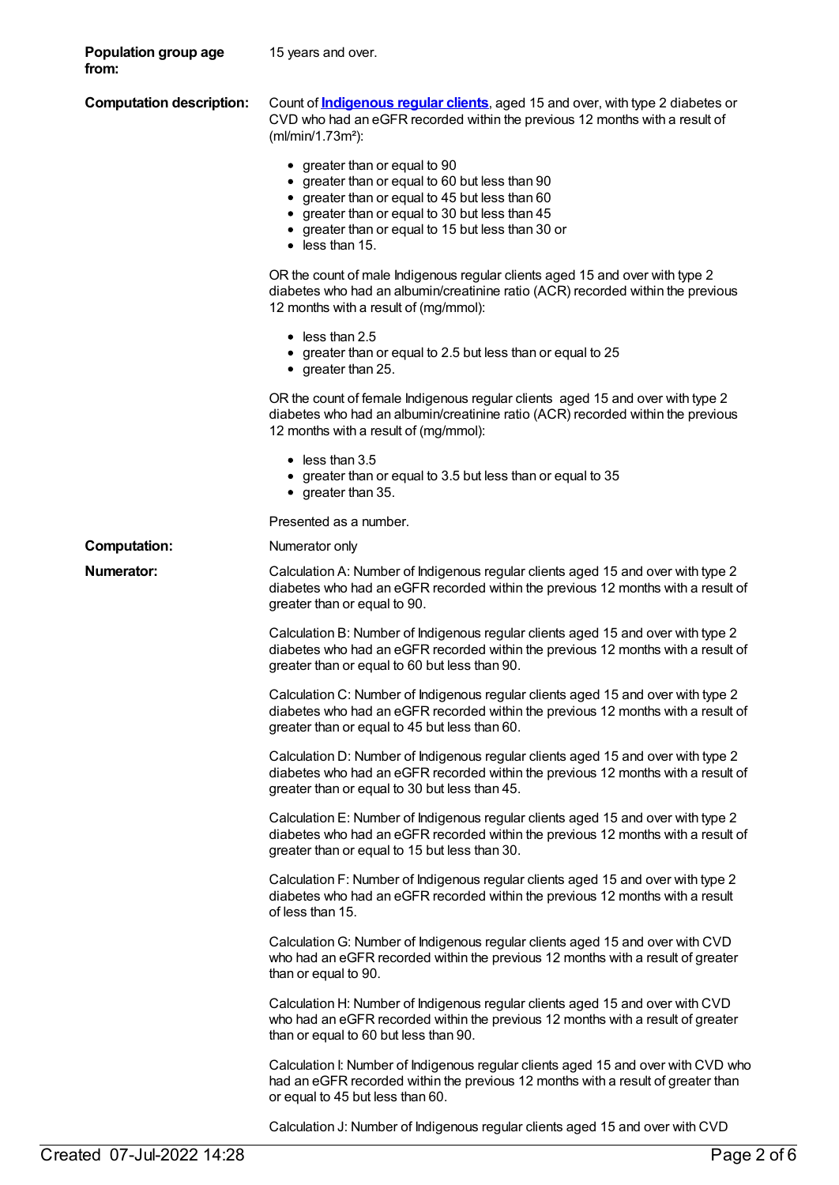**Population group age from:** 15 years and over.

**Computation description:** Count of **Indigenous regular clients**, aged 15 and over, with type 2 diabetes or CVD who had an eGFR recorded within the previous 12 months with a result of (ml/min/1.73m²):

- greater than or equal to 90
- greater than or equal to 60 but less than 90
- greater than or equal to 45 but less than 60
- greater than or equal to 30 but less than 45
- greater than or equal to 15 but less than 30 or
- less than 15.

OR the count of male Indigenous regular clients aged 15 and over with type 2 diabetes who had an albumin/creatinine ratio (ACR) recorded within the previous 12 months with a result of (mg/mmol):

- less than 2.5
- greater than or equal to 2.5 but less than or equal to 25
- greater than 25.

OR the count of female Indigenous regular clients aged 15 and over with type 2 diabetes who had an albumin/creatinine ratio (ACR) recorded within the previous 12 months with a result of (mg/mmol):

- less than 3.5
- greater than or equal to 3.5 but less than or equal to 35
- greater than 35.

Presented as a number.

**Computation:** Numerator only

**Numerator:** Calculation A: Number of Indigenous regular clients aged 15 and over with type 2 diabetes who had an eGFR recorded within the previous 12 months with a result of greater than or equal to 90.

Calculation B: Number of Indigenous regular clients aged 15 and over with type 2 diabetes who had an eGFR recorded within the previous 12 months with a result of greater than or equal to 60 but less than 90.

Calculation C: Number of Indigenous regular clients aged 15 and over with type 2 diabetes who had an eGFR recorded within the previous 12 months with a result of greater than or equal to 45 but less than 60.

Calculation D: Number of Indigenous regular clients aged 15 and over with type 2 diabetes who had an eGFR recorded within the previous 12 months with a result of greater than or equal to 30 but less than 45.

Calculation E: Number of Indigenous regular clients aged 15 and over with type 2 diabetes who had an eGFR recorded within the previous 12 months with a result of greater than or equal to 15 but less than 30.

Calculation F: Number of Indigenous regular clients aged 15 and over with type 2 diabetes who had an eGFR recorded within the previous 12 months with a result of less than 15.

Calculation G: Number of Indigenous regular clients aged 15 and over with CVD who had an eGFR recorded within the previous 12 months with a result of greater than or equal to 90.

Calculation H: Number of Indigenous regular clients aged 15 and over with CVD who had an eGFR recorded within the previous 12 months with a result of greater than or equal to 60 but less than 90.

Calculation I: Number of Indigenous regular clients aged 15 and over with CVD who had an eGFR recorded within the previous 12 months with a result of greater than or equal to 45 but less than 60.

Calculation J: Number of Indigenous regular clients aged 15 and over with CVD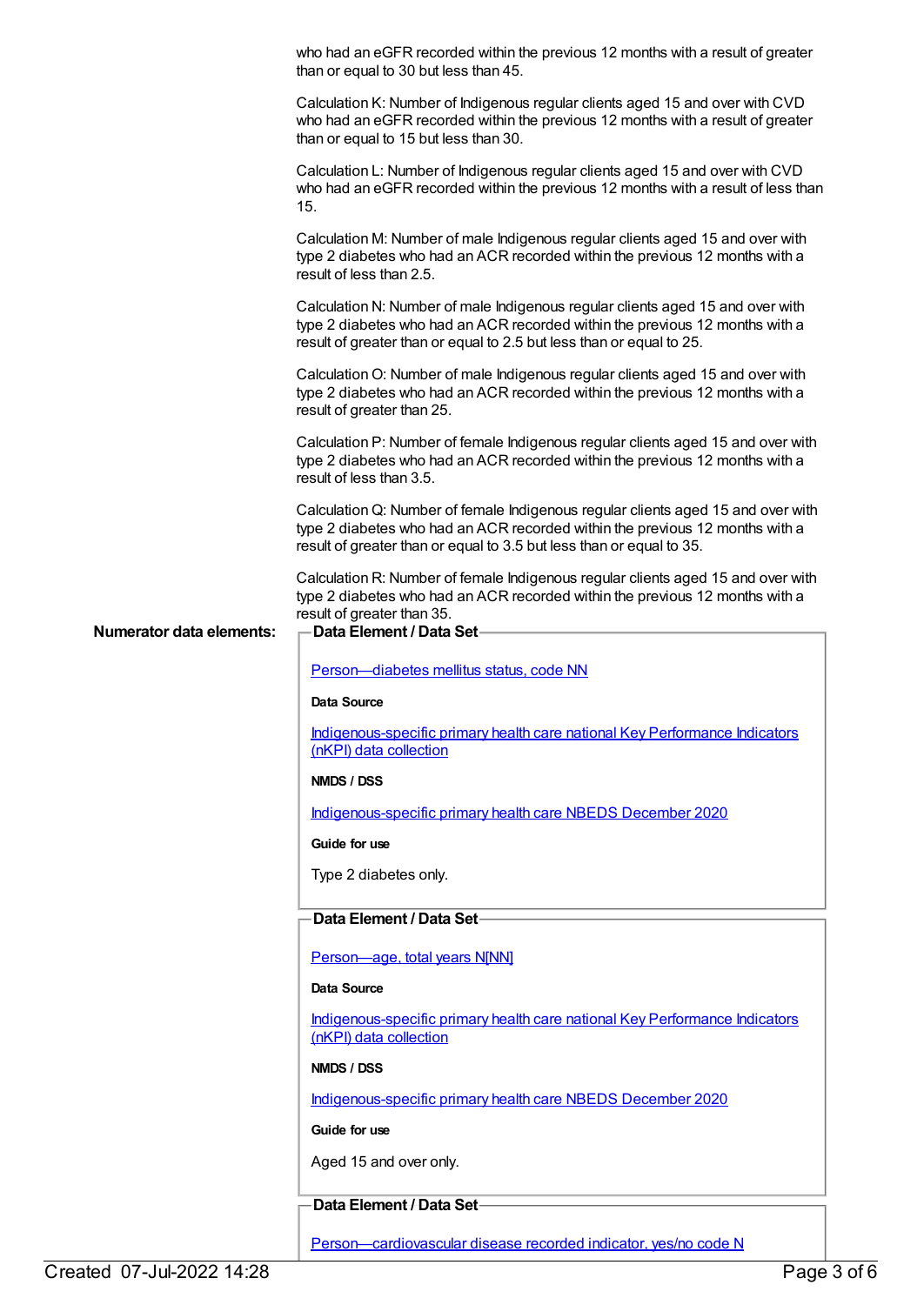who had an eGFR recorded within the previous 12 months with a result of greater than or equal to 30 but less than 45.

Calculation K: Number of Indigenous regular clients aged 15 and over with CVD who had an eGFR recorded within the previous 12 months with a result of greater than or equal to 15 but less than 30.

Calculation L: Number of Indigenous regular clients aged 15 and over with CVD who had an eGFR recorded within the previous 12 months with a result of less than 15.

Calculation M: Number of male Indigenous regular clients aged 15 and over with type 2 diabetes who had an ACR recorded within the previous 12 months with a result of less than 2.5.

Calculation N: Number of male Indigenous regular clients aged 15 and over with type 2 diabetes who had an ACR recorded within the previous 12 months with a result of greater than or equal to 2.5 but less than or equal to 25.

Calculation O: Number of male Indigenous regular clients aged 15 and over with type 2 diabetes who had an ACR recorded within the previous 12 months with a result of greater than 25.

Calculation P: Number of female Indigenous regular clients aged 15 and over with type 2 diabetes who had an ACR recorded within the previous 12 months with a result of less than 3.5.

Calculation Q: Number of female Indigenous regular clients aged 15 and over with type 2 diabetes who had an ACR recorded within the previous 12 months with a result of greater than or equal to 3.5 but less than or equal to 35.

Calculation R: Number of female Indigenous regular clients aged 15 and over with type 2 diabetes who had an ACR recorded within the previous 12 months with a result of greater than 35.

**Numerator data elements:**

**Data Element / Data Set**

Person—diabetes mellitus status, code NN

**Data Source**

Indigenous-specific primary health care national Key Performance Indicators (nKPI) data collection

**NMDS / DSS**

Indigenous-specific primary health care NBEDS December 2020

**Guide for use**

Type 2 diabetes only.

**Data Element / Data Set**

Person—age, total years N[NN]

**Data Source**

Indigenous-specific primary health care national Key Performance Indicators (nKPI) data collection

**NMDS / DSS**

Indigenous-specific primary health care NBEDS December 2020

**Guide for use**

Aged 15 and over only.

**Data Element / Data Set**

Person—cardiovascular disease recorded indicator, yes/no code N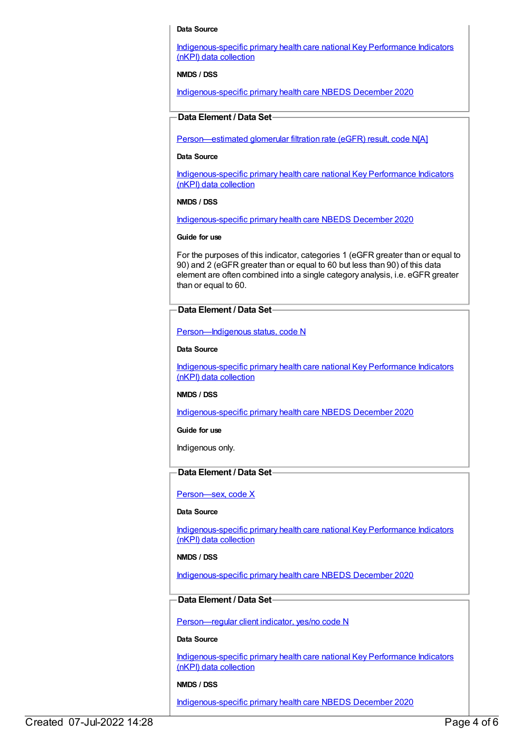**Data Source**

Indigenous-specific primary health care national Key Performance Indicators (nKPI) data collection

**NMDS / DSS**

Indigenous-specific primary health care NBEDS December 2020

### Data Element / Data Set

Person—estimated glomerular filtration rate (eGFR) result, code N[A]

**Data Source**

Indigenous-specific primary health care national Key Performance Indicators (nKPI) data collection

**NMDS / DSS**

Indigenous-specific primary health care NBEDS December 2020

**Guide for use**

For the purposes of this indicator, categories 1 (eGFR greater than or equal to 90) and 2 (eGFR greater than or equal to 60 but less than 90) of this data element are often combined into a single category analysis, i.e. eGFR greater than or equal to 60.

### Data Element / Data Set

Person—Indigenous status, code N

**Data Source**

Indigenous-specific primary health care national Key Performance Indicators (nKPI) data collection

**NMDS / DSS**

Indigenous-specific primary health care NBEDS December 2020

**Guide for use**

Indigenous only.

### Data Element / Data Set

Person—sex, code X

**Data Source**

Indigenous-specific primary health care national Key Performance Indicators (nKPI) data collection

**NMDS / DSS**

Indigenous-specific primary health care NBEDS December 2020

### Data Element / Data Set

Person—regular client indicator, yes/no code N

**Data Source**

Indigenous-specific primary health care national Key Performance Indicators (nKPI) data collection

**NMDS / DSS**

Indigenous-specific primary health care NBEDS December 2020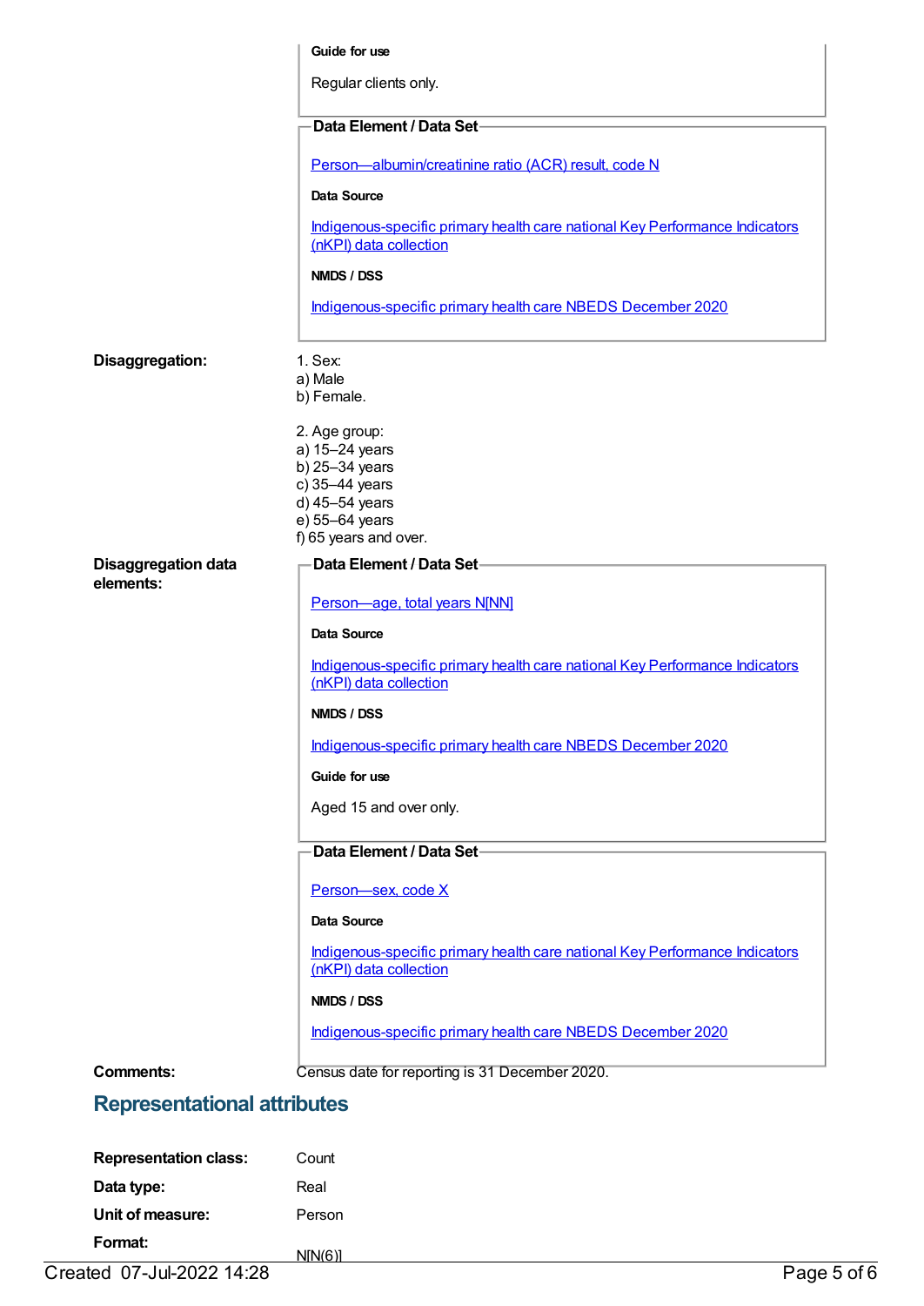**Guide for use**

Regular clients only.

**Data Element / Data Set**

[Person—albumin/creatinine ratio (ACR) result, code N]

**Data Source**

[Indigenous-specific primary health care national Key Performance Indicators (nKPI) data collection]

**NMDS / DSS**

[Indigenous-specific primary health care NBEDS December 2020]

**Disaggregation:**

1. Sex:
a) Male
b) Female.

2. Age group:
a) 15–24 years
b) 25–34 years
c) 35–44 years
d) 45–54 years
e) 55–64 years
f) 65 years and over.

**Disaggregation data elements:**

**Data Element / Data Set**

[Person—age, total years N[NN]]

**Data Source**

[Indigenous-specific primary health care national Key Performance Indicators (nKPI) data collection]

**NMDS / DSS**

[Indigenous-specific primary health care NBEDS December 2020]

**Guide for use**

Aged 15 and over only.

**Data Element / Data Set**

[Person—sex, code X]

**Data Source**

[Indigenous-specific primary health care national Key Performance Indicators (nKPI) data collection]

**NMDS / DSS**

[Indigenous-specific primary health care NBEDS December 2020]

**Comments:** Census date for reporting is 31 December 2020.

## Representational attributes

**Representation class:** Count

**Data type:** Real

**Unit of measure:** Person

**Format:** N[N(6)]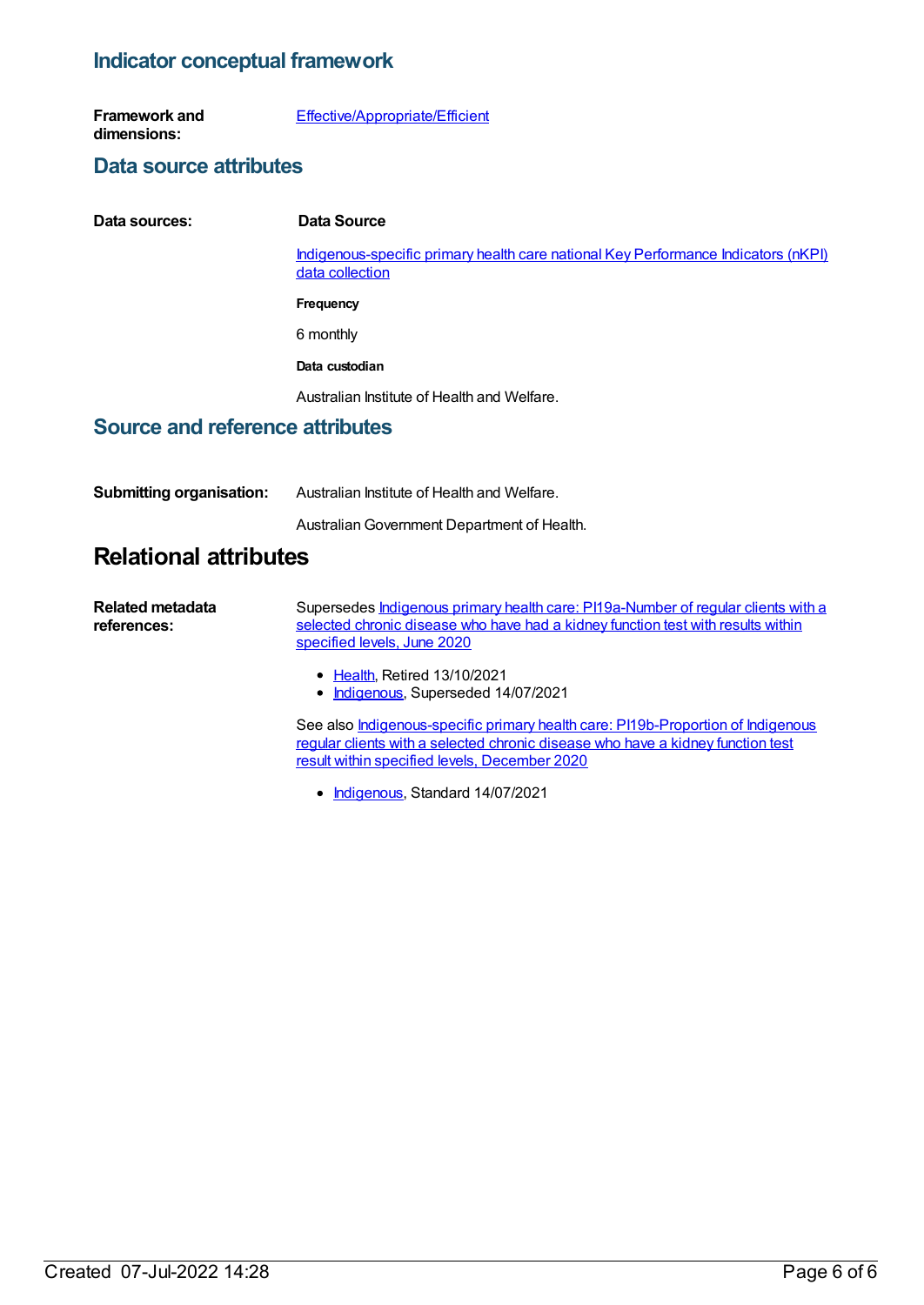## Indicator conceptual framework

**Framework and dimensions:** Effective/Appropriate/Efficient

## Data source attributes

**Data sources:**

**Data Source**

Indigenous-specific primary health care national Key Performance Indicators (nKPI) data collection

**Frequency**

6 monthly

**Data custodian**

Australian Institute of Health and Welfare.

## Source and reference attributes

**Submitting organisation:** Australian Institute of Health and Welfare.

Australian Government Department of Health.

# Relational attributes

**Related metadata references:**

Supersedes Indigenous primary health care: PI19a-Number of regular clients with a selected chronic disease who have had a kidney function test with results within specified levels, June 2020

- Health, Retired 13/10/2021
- Indigenous, Superseded 14/07/2021

See also Indigenous-specific primary health care: PI19b-Proportion of Indigenous regular clients with a selected chronic disease who have a kidney function test result within specified levels, December 2020

- Indigenous, Standard 14/07/2021